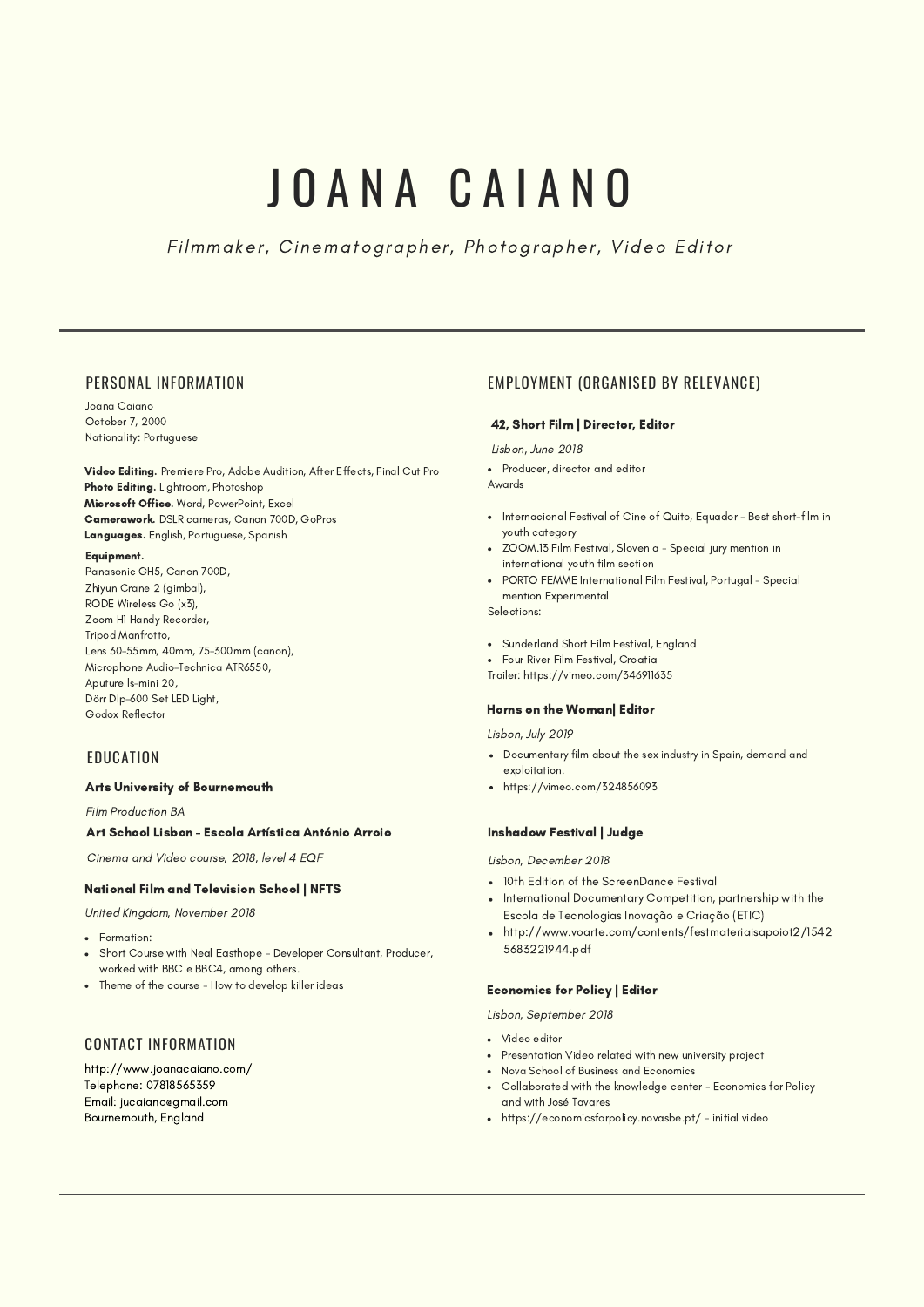# JOANA CAIANO

*Filmmaker, Cinematographer, Photographer, Video Editor*

## PERSONAL INFORMATION

Joana Caiano
October 7, 2000
Nationality: Portuguese

**Video Editing.** Premiere Pro, Adobe Audition, After Effects, Final Cut Pro
**Photo Editing.** Lightroom, Photoshop
**Microsoft Office.** Word, PowerPoint, Excel
**Camerawork.** DSLR cameras, Canon 700D, GoPros
**Languages.** English, Portuguese, Spanish

**Equipment.**
Panasonic GH5, Canon 700D,
Zhiyun Crane 2 (gimbal),
RODE Wireless Go (x3),
Zoom H1 Handy Recorder,
Tripod Manfrotto,
Lens 30-55mm, 40mm, 75-300mm (canon),
Microphone Audio-Technica ATR6550,
Aputure ls-mini 20,
Dörr Dlp-600 Set LED Light,
Godox Reflector

## EDUCATION

**Arts University of Bournemouth**

*Film Production BA*

**Art School Lisbon - Escola Artística António Arroio**

*Cinema and Video course, 2018, level 4 EQF*

**National Film and Television School | NFTS**

*United Kingdom, November 2018*

- Formation:
- Short Course with Neal Easthope - Developer Consultant, Producer, worked with BBC e BBC4, among others.
- Theme of the course - How to develop killer ideas

## CONTACT INFORMATION

http://www.joanacaiano.com/
Telephone: 07818565359
Email: jucaiano@gmail.com
Bournemouth, England

## EMPLOYMENT (ORGANISED BY RELEVANCE)

**42, Short Film | Director, Editor**

*Lisbon, June 2018*

- Producer, director and editor

Awards

- Internacional Festival of Cine of Quito, Equador - Best short-film in youth category
- ZOOM.13 Film Festival, Slovenia - Special jury mention in international youth film section
- PORTO FEMME International Film Festival, Portugal - Special mention Experimental

Selections:

- Sunderland Short Film Festival, England
- Four River Film Festival, Croatia

Trailer: https://vimeo.com/346911635

**Horns on the Woman| Editor**

*Lisbon, July 2019*

- Documentary film about the sex industry in Spain, demand and exploitation.
- https://vimeo.com/324856093

**Inshadow Festival | Judge**

*Lisbon, December 2018*

- 10th Edition of the ScreenDance Festival
- International Documentary Competition, partnership with the Escola de Tecnologias Inovação e Criação (ETIC)
- http://www.voarte.com/contents/festmateriaisapoiot2/1542 5683221944.pdf

**Economics for Policy | Editor**

*Lisbon, September 2018*

- Video editor
- Presentation Video related with new university project
- Nova School of Business and Economics
- Collaborated with the knowledge center - Economics for Policy and with José Tavares
- https://economicsforpolicy.novasbe.pt/ - initial video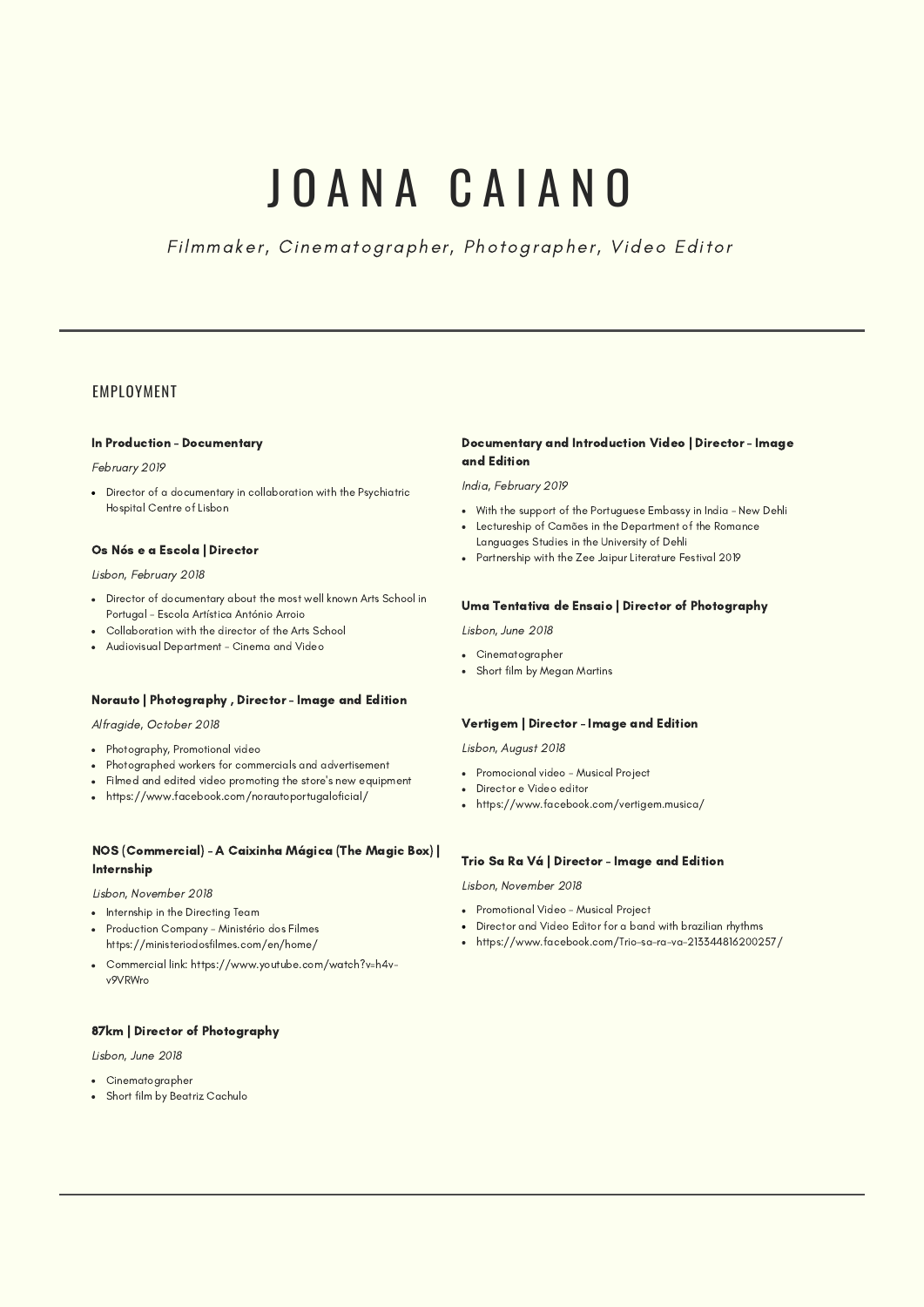# JOANA CAIANO

*Filmmaker, Cinematographer, Photographer, Video Editor*

## EMPLOYMENT

**In Production - Documentary**

*February 2019*

- Director of a documentary in collaboration with the Psychiatric Hospital Centre of Lisbon

**Os Nós e a Escola | Director**

*Lisbon, February 2018*

- Director of documentary about the most well known Arts School in Portugal - Escola Artística António Arroio
- Collaboration with the director of the Arts School
- Audiovisual Department - Cinema and Video

**Norauto | Photography , Director - Image and Edition**

*Alfragide, October 2018*

- Photography, Promotional video
- Photographed workers for commercials and advertisement
- Filmed and edited video promoting the store's new equipment
- https://www.facebook.com/norautoportugaloficial/

**NOS (Commercial) - A Caixinha Mágica (The Magic Box) | Internship**

*Lisbon, November 2018*

- Internship in the Directing Team
- Production Company - Ministério dos Filmes https://ministeriodosfilmes.com/en/home/
- Commercial link: https://www.youtube.com/watch?v=h4v-v9VRWro

**87km | Director of Photography**

*Lisbon, June 2018*

- Cinematographer
- Short film by Beatriz Cachulo

**Documentary and Introduction Video | Director - Image and Edition**

*India, February 2019*

- With the support of the Portuguese Embassy in India - New Dehli
- Lectureship of Camões in the Department of the Romance Languages Studies in the University of Dehli
- Partnership with the Zee Jaipur Literature Festival 2019

**Uma Tentativa de Ensaio | Director of Photography**

*Lisbon, June 2018*

- Cinematographer
- Short film by Megan Martins

**Vertigem | Director - Image and Edition**

*Lisbon, August 2018*

- Promocional video - Musical Project
- Director e Video editor
- https://www.facebook.com/vertigem.musica/

**Trio Sa Ra Vá | Director - Image and Edition**

*Lisbon, November 2018*

- Promotional Video - Musical Project
- Director and Video Editor for a band with brazilian rhythms
- https://www.facebook.com/Trio-sa-ra-va-213344816200257/